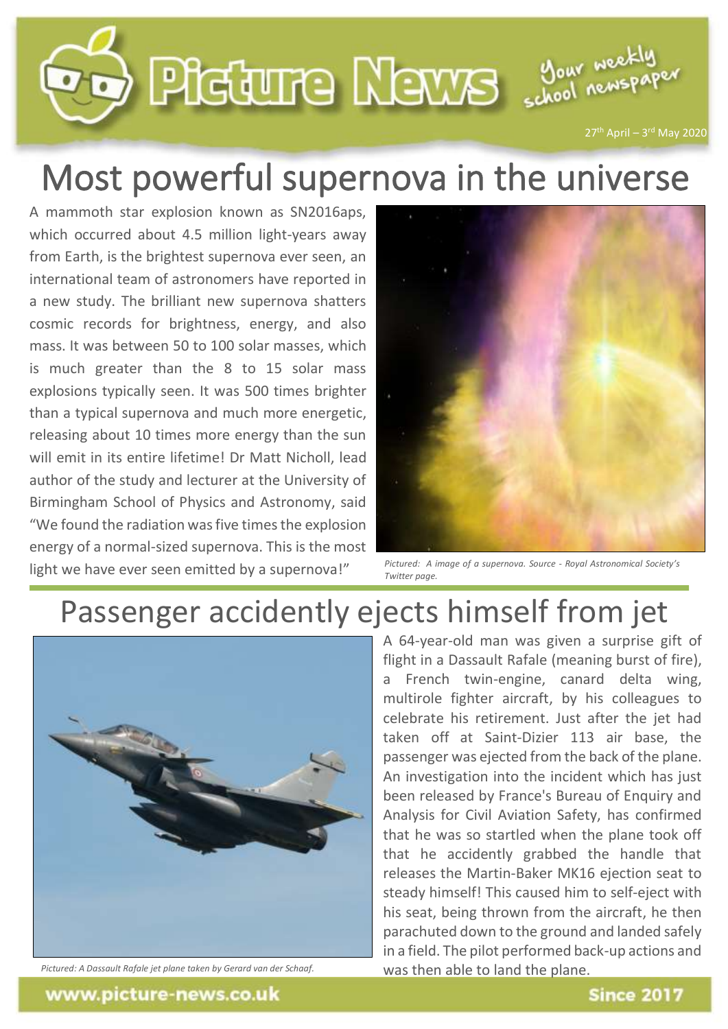# Picture News

Your weekly school newspaper

27th April – 3rd May 2020

## Most powerful supernova in the universe

A mammoth star explosion known as SN2016aps, which occurred about 4.5 million light-years away from Earth, is the brightest supernova ever seen, an international team of astronomers have reported in a new study. The brilliant new supernova shatters cosmic records for brightness, energy, and also mass. It was between 50 to 100 solar masses, which is much greater than the 8 to 15 solar mass explosions typically seen. It was 500 times brighter than a typical supernova and much more energetic, releasing about 10 times more energy than the sun will emit in its entire lifetime! Dr Matt Nicholl, lead author of the study and lecturer at the University of Birmingham School of Physics and Astronomy, said "We found the radiation was five times the explosion energy of a normal-sized supernova. This is the most light we have ever seen emitted by a supernova!"

*Pictured: A image of a supernova. Source - Royal Astronomical Society's Twitter page.*

## Passenger accidently ejects himself from jet

*Pictured: A Dassault Rafale jet plane taken by Gerard van der Schaaf.*

A 64-year-old man was given a surprise gift of flight in a Dassault Rafale (meaning burst of fire), a French twin-engine, canard delta wing, multirole fighter aircraft, by his colleagues to celebrate his retirement. Just after the jet had taken off at Saint-Dizier 113 air base, the passenger was ejected from the back of the plane. An investigation into the incident which has just been released by France's Bureau of Enquiry and Analysis for Civil Aviation Safety, has confirmed that he was so startled when the plane took off that he accidently grabbed the handle that releases the Martin-Baker MK16 ejection seat to steady himself! This caused him to self-eject with his seat, being thrown from the aircraft, he then parachuted down to the ground and landed safely in a field. The pilot performed back-up actions and was then able to land the plane.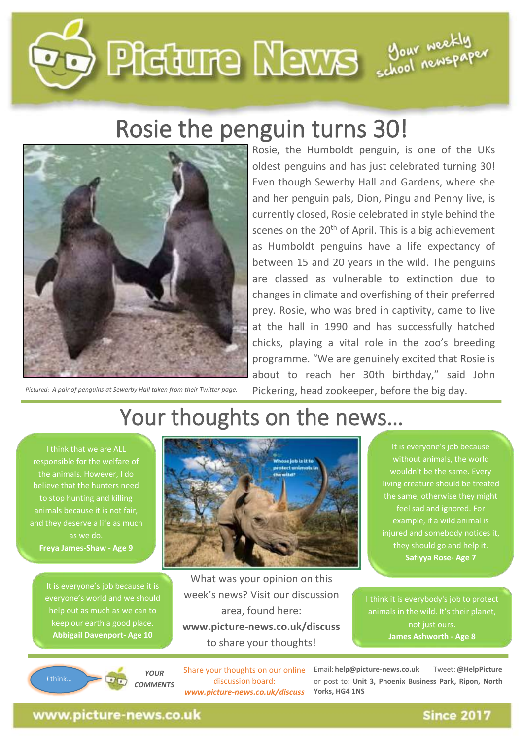# Rosie the penguin turns 30!

Rosie, the Humboldt penguin, is one of the UKs oldest penguins and has just celebrated turning 30! Even though Sewerby Hall and Gardens, where she and her penguin pals, Dion, Pingu and Penny live, is currently closed, Rosie celebrated in style behind the scenes on the 20th of April. This is a big achievement as Humboldt penguins have a life expectancy of between 15 and 20 years in the wild. The penguins are classed as vulnerable to extinction due to changes in climate and overfishing of their preferred prey. Rosie, who was bred in captivity, came to live at the hall in 1990 and has successfully hatched chicks, playing a vital role in the zoo's breeding programme. "We are genuinely excited that Rosie is about to reach her 30th birthday," said John Pickering, head zookeeper, before the big day.

*Pictured: A pair of penguins at Sewerby Hall taken from their Twitter page.*

## Your thoughts on the news…

I think that we are ALL responsible for the welfare of the animals. However, I do believe that the hunters need to stop hunting and killing animals because it is not fair, and they deserve a life as much as we do.
**Freya James-Shaw - Age 9**

It is everyone's job because without animals, the world wouldn't be the same. Every living creature should be treated the same, otherwise they might feel sad and ignored. For example, if a wild animal is injured and somebody notices it, they should go and help it.
**Safiyya Rose- Age 7**

It is everyone's job because it is everyone's world and we should help out as much as we can to keep our earth a good place.
**Abbigail Davenport- Age 10**

What was your opinion on this week's news? Visit our discussion area, found here: **www.picture-news.co.uk/discuss** to share your thoughts!

I think it is everybody's job to protect animals in the wild. It's their planet, not just ours.
**James Ashworth - Age 8**

I think…

*YOUR COMMENTS*

Share your thoughts on our online discussion board: ***www.picture-news.co.uk/discuss***

Email: **help@picture-news.co.uk** Tweet: **@HelpPicture**
or post to: **Unit 3, Phoenix Business Park, Ripon, North Yorks, HG4 1NS**